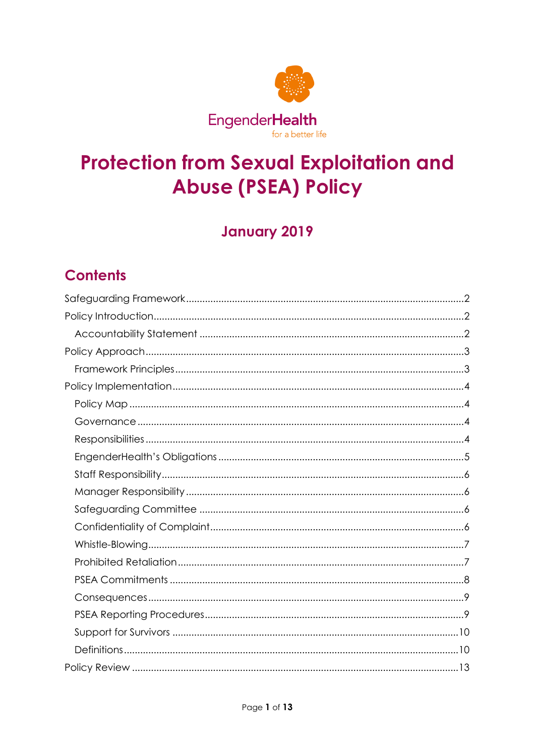EngenderHealth

for a better life

# Protection from Sexual Exploitation and Abuse (PSEA) Policy

## January 2019

## Contents

- Safeguarding Framework ....... 2
- Policy Introduction ....... 2
  - Accountability Statement ....... 2
- Policy Approach ....... 3
  - Framework Principles ....... 3
- Policy Implementation ....... 4
  - Policy Map ....... 4
  - Governance ....... 4
  - Responsibilities ....... 4
  - EngenderHealth's Obligations ....... 5
  - Staff Responsibility ....... 6
  - Manager Responsibility ....... 6
  - Safeguarding Committee ....... 6
  - Confidentiality of Complaint ....... 6
  - Whistle-Blowing ....... 7
  - Prohibited Retaliation ....... 7
  - PSEA Commitments ....... 8
  - Consequences ....... 9
  - PSEA Reporting Procedures ....... 9
  - Support for Survivors ....... 10
  - Definitions ....... 10
- Policy Review ....... 13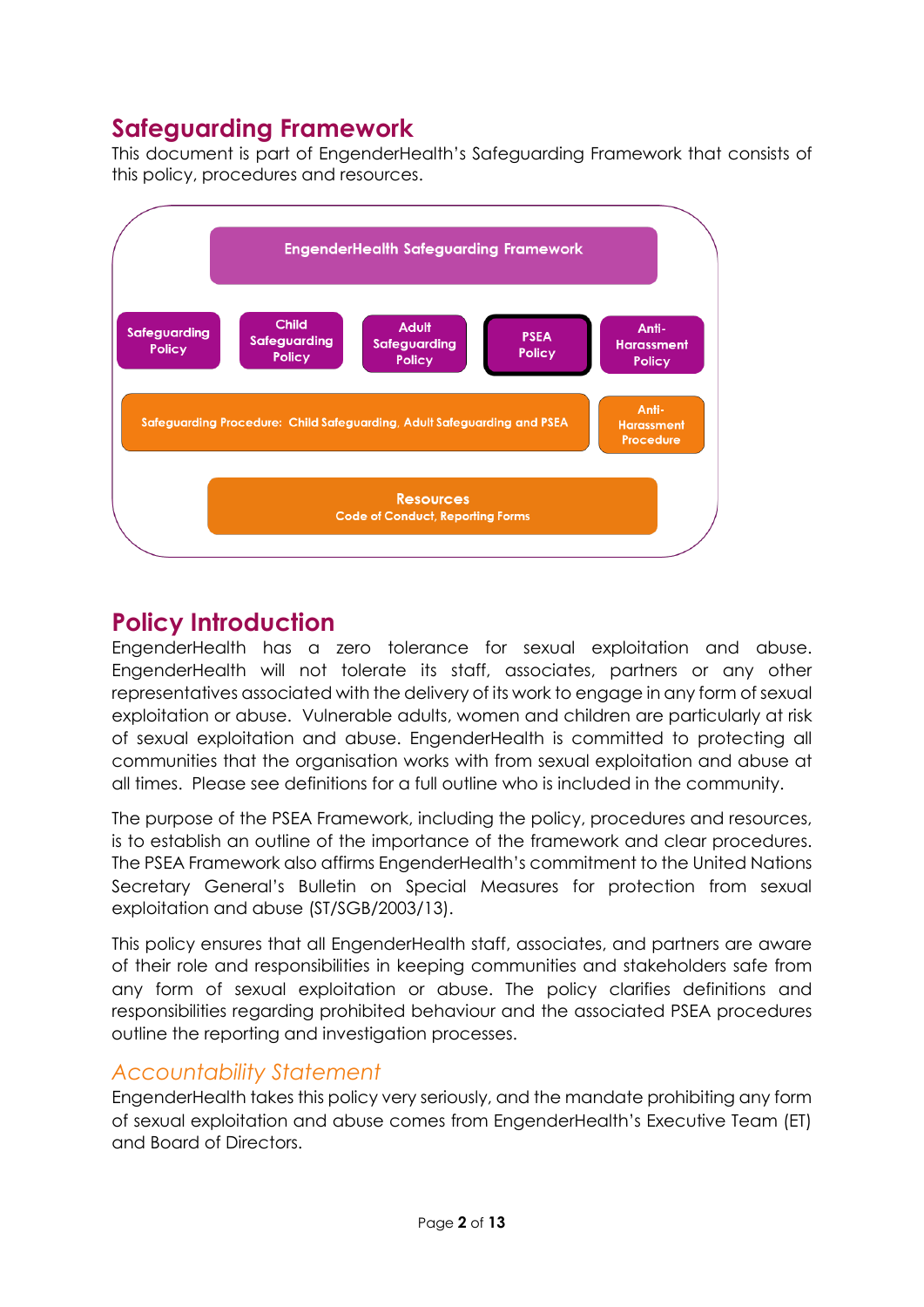## Safeguarding Framework

This document is part of EngenderHealth's Safeguarding Framework that consists of this policy, procedures and resources.

EngenderHealth Safeguarding Framework

Safeguarding Policy | Child Safeguarding Policy | Adult Safeguarding Policy | PSEA Policy | Anti-Harassment Policy

Safeguarding Procedure: Child Safeguarding, Adult Safeguarding and PSEA | Anti-Harassment Procedure

Resources
Code of Conduct, Reporting Forms

## Policy Introduction

EngenderHealth has a zero tolerance for sexual exploitation and abuse. EngenderHealth will not tolerate its staff, associates, partners or any other representatives associated with the delivery of its work to engage in any form of sexual exploitation or abuse. Vulnerable adults, women and children are particularly at risk of sexual exploitation and abuse. EngenderHealth is committed to protecting all communities that the organisation works with from sexual exploitation and abuse at all times. Please see definitions for a full outline who is included in the community.

The purpose of the PSEA Framework, including the policy, procedures and resources, is to establish an outline of the importance of the framework and clear procedures. The PSEA Framework also affirms EngenderHealth's commitment to the United Nations Secretary General's Bulletin on Special Measures for protection from sexual exploitation and abuse (ST/SGB/2003/13).

This policy ensures that all EngenderHealth staff, associates, and partners are aware of their role and responsibilities in keeping communities and stakeholders safe from any form of sexual exploitation or abuse. The policy clarifies definitions and responsibilities regarding prohibited behaviour and the associated PSEA procedures outline the reporting and investigation processes.

### *Accountability Statement*

EngenderHealth takes this policy very seriously, and the mandate prohibiting any form of sexual exploitation and abuse comes from EngenderHealth's Executive Team (ET) and Board of Directors.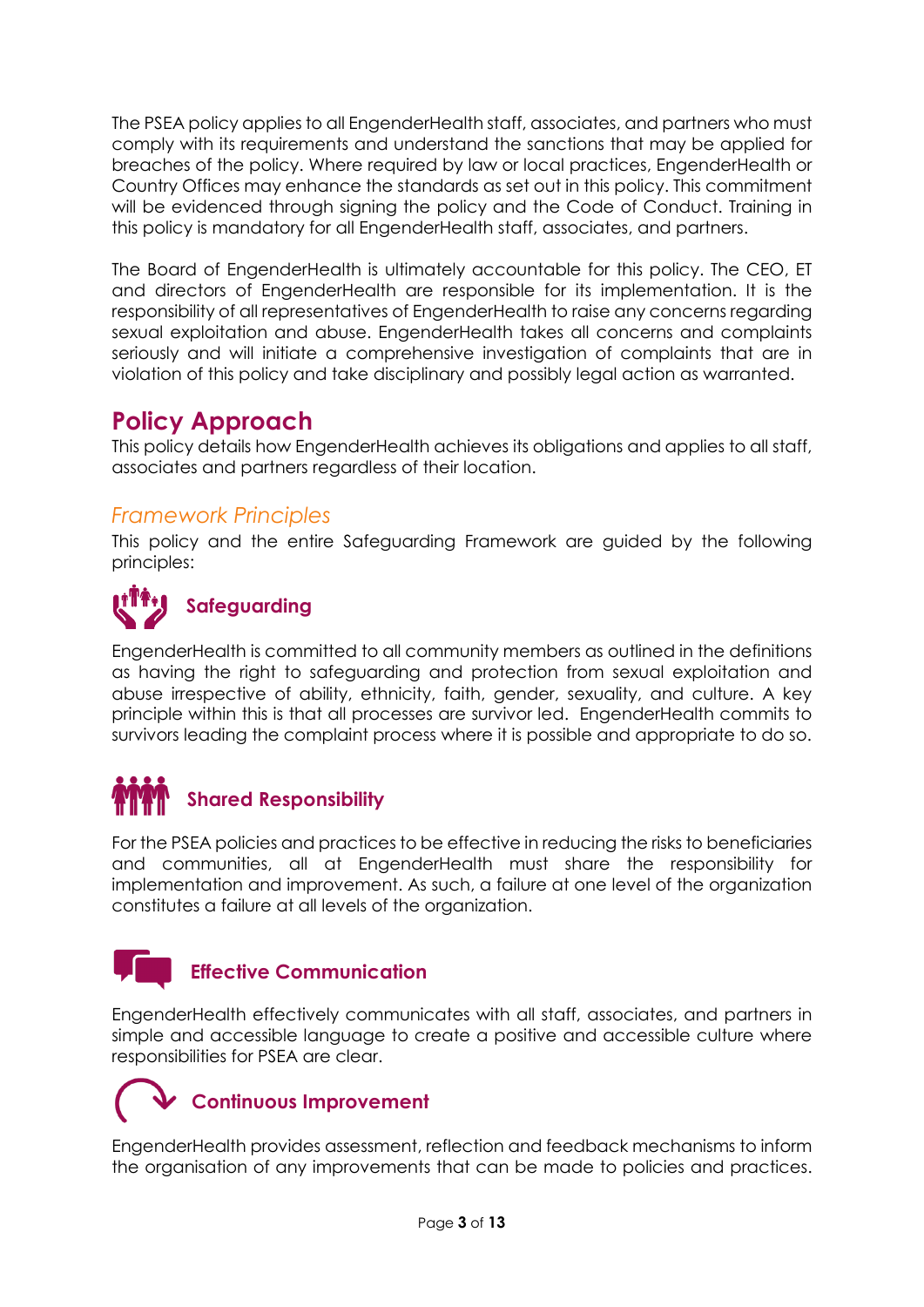The PSEA policy applies to all EngenderHealth staff, associates, and partners who must comply with its requirements and understand the sanctions that may be applied for breaches of the policy. Where required by law or local practices, EngenderHealth or Country Offices may enhance the standards as set out in this policy. This commitment will be evidenced through signing the policy and the Code of Conduct. Training in this policy is mandatory for all EngenderHealth staff, associates, and partners.

The Board of EngenderHealth is ultimately accountable for this policy. The CEO, ET and directors of EngenderHealth are responsible for its implementation. It is the responsibility of all representatives of EngenderHealth to raise any concerns regarding sexual exploitation and abuse. EngenderHealth takes all concerns and complaints seriously and will initiate a comprehensive investigation of complaints that are in violation of this policy and take disciplinary and possibly legal action as warranted.

## Policy Approach

This policy details how EngenderHealth achieves its obligations and applies to all staff, associates and partners regardless of their location.

### *Framework Principles*

This policy and the entire Safeguarding Framework are guided by the following principles:

#### Safeguarding

EngenderHealth is committed to all community members as outlined in the definitions as having the right to safeguarding and protection from sexual exploitation and abuse irrespective of ability, ethnicity, faith, gender, sexuality, and culture. A key principle within this is that all processes are survivor led. EngenderHealth commits to survivors leading the complaint process where it is possible and appropriate to do so.

#### Shared Responsibility

For the PSEA policies and practices to be effective in reducing the risks to beneficiaries and communities, all at EngenderHealth must share the responsibility for implementation and improvement. As such, a failure at one level of the organization constitutes a failure at all levels of the organization.

#### Effective Communication

EngenderHealth effectively communicates with all staff, associates, and partners in simple and accessible language to create a positive and accessible culture where responsibilities for PSEA are clear.

#### Continuous Improvement

EngenderHealth provides assessment, reflection and feedback mechanisms to inform the organisation of any improvements that can be made to policies and practices.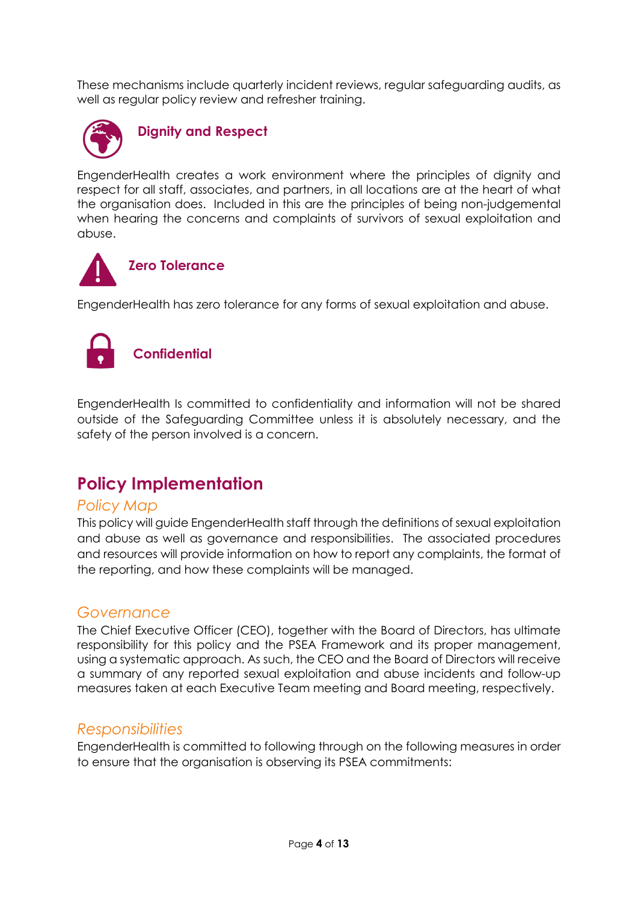These mechanisms include quarterly incident reviews, regular safeguarding audits, as well as regular policy review and refresher training.

### Dignity and Respect

EngenderHealth creates a work environment where the principles of dignity and respect for all staff, associates, and partners, in all locations are at the heart of what the organisation does. Included in this are the principles of being non-judgemental when hearing the concerns and complaints of survivors of sexual exploitation and abuse.

### Zero Tolerance

EngenderHealth has zero tolerance for any forms of sexual exploitation and abuse.

### Confidential

EngenderHealth Is committed to confidentiality and information will not be shared outside of the Safeguarding Committee unless it is absolutely necessary, and the safety of the person involved is a concern.

## Policy Implementation

### *Policy Map*

This policy will guide EngenderHealth staff through the definitions of sexual exploitation and abuse as well as governance and responsibilities. The associated procedures and resources will provide information on how to report any complaints, the format of the reporting, and how these complaints will be managed.

### *Governance*

The Chief Executive Officer (CEO), together with the Board of Directors, has ultimate responsibility for this policy and the PSEA Framework and its proper management, using a systematic approach. As such, the CEO and the Board of Directors will receive a summary of any reported sexual exploitation and abuse incidents and follow-up measures taken at each Executive Team meeting and Board meeting, respectively.

### *Responsibilities*

EngenderHealth is committed to following through on the following measures in order to ensure that the organisation is observing its PSEA commitments: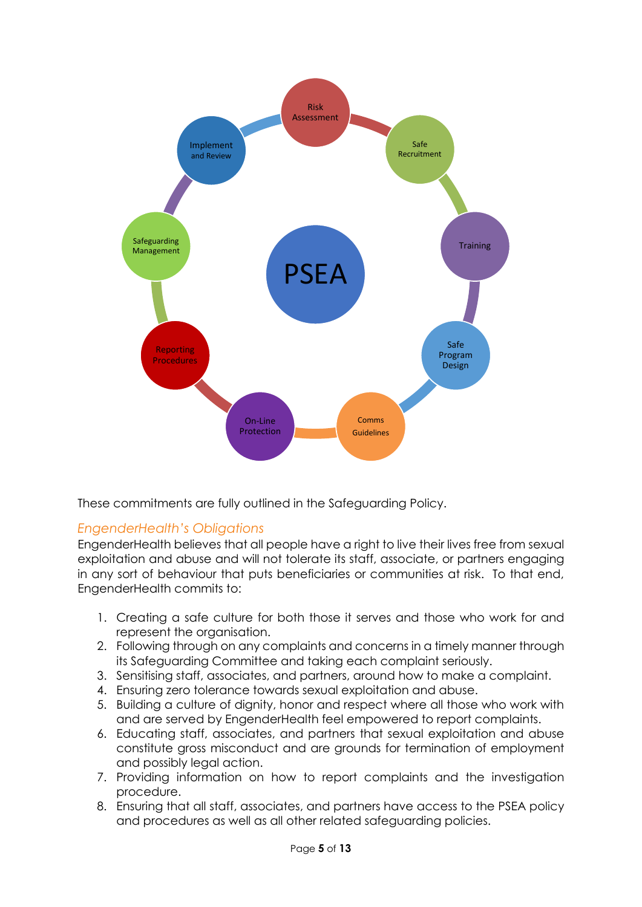PSEA

- Risk Assessment
- Safe Recruitment
- Training
- Safe Program Design
- Comms Guidelines
- On-Line Protection
- Reporting Procedures
- Safeguarding Management
- Implement and Review

These commitments are fully outlined in the Safeguarding Policy.

### *EngenderHealth's Obligations*

EngenderHealth believes that all people have a right to live their lives free from sexual exploitation and abuse and will not tolerate its staff, associate, or partners engaging in any sort of behaviour that puts beneficiaries or communities at risk. To that end, EngenderHealth commits to:

1. Creating a safe culture for both those it serves and those who work for and represent the organisation.
2. Following through on any complaints and concerns in a timely manner through its Safeguarding Committee and taking each complaint seriously.
3. Sensitising staff, associates, and partners, around how to make a complaint.
4. Ensuring zero tolerance towards sexual exploitation and abuse.
5. Building a culture of dignity, honor and respect where all those who work with and are served by EngenderHealth feel empowered to report complaints.
6. Educating staff, associates, and partners that sexual exploitation and abuse constitute gross misconduct and are grounds for termination of employment and possibly legal action.
7. Providing information on how to report complaints and the investigation procedure.
8. Ensuring that all staff, associates, and partners have access to the PSEA policy and procedures as well as all other related safeguarding policies.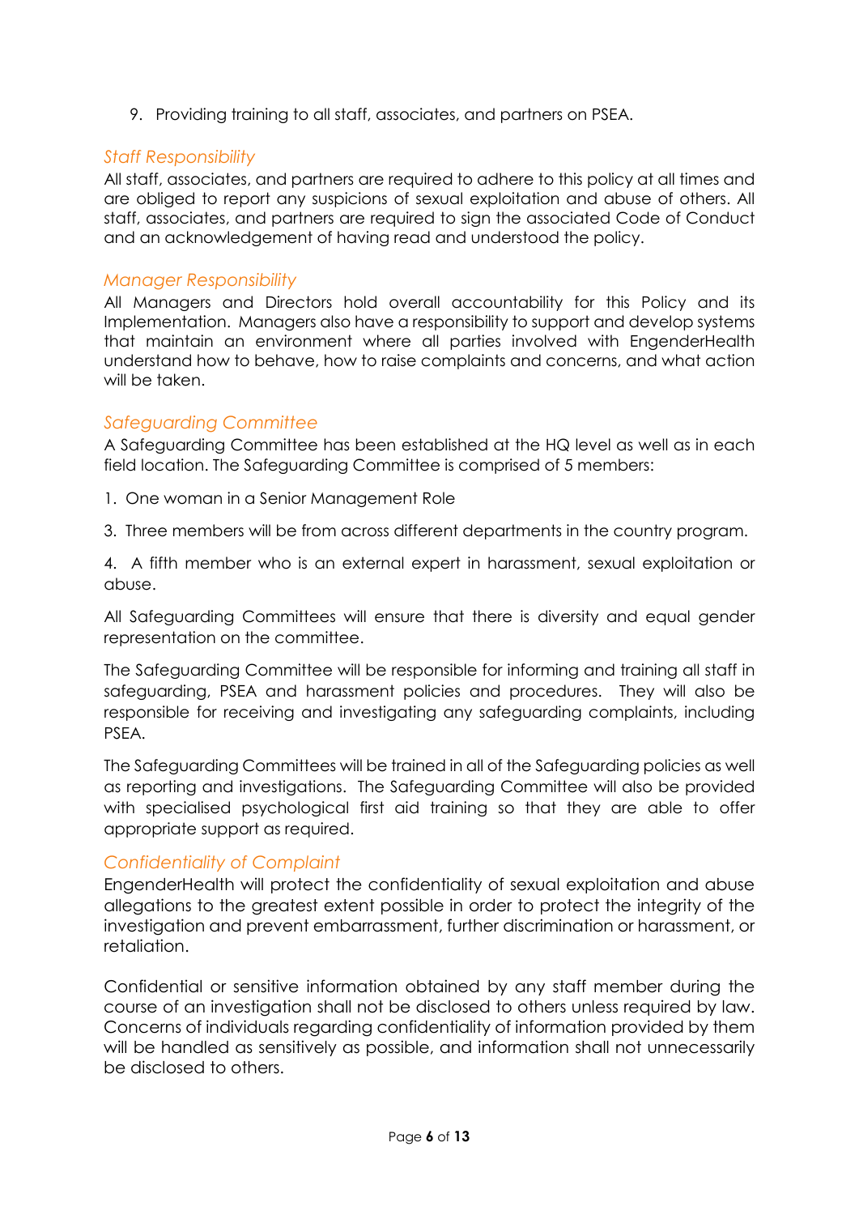9. Providing training to all staff, associates, and partners on PSEA.

### *Staff Responsibility*

All staff, associates, and partners are required to adhere to this policy at all times and are obliged to report any suspicions of sexual exploitation and abuse of others. All staff, associates, and partners are required to sign the associated Code of Conduct and an acknowledgement of having read and understood the policy.

### *Manager Responsibility*

All Managers and Directors hold overall accountability for this Policy and its Implementation. Managers also have a responsibility to support and develop systems that maintain an environment where all parties involved with EngenderHealth understand how to behave, how to raise complaints and concerns, and what action will be taken.

### *Safeguarding Committee*

A Safeguarding Committee has been established at the HQ level as well as in each field location. The Safeguarding Committee is comprised of 5 members:

1. One woman in a Senior Management Role

3. Three members will be from across different departments in the country program.

4. A fifth member who is an external expert in harassment, sexual exploitation or abuse.

All Safeguarding Committees will ensure that there is diversity and equal gender representation on the committee.

The Safeguarding Committee will be responsible for informing and training all staff in safeguarding, PSEA and harassment policies and procedures. They will also be responsible for receiving and investigating any safeguarding complaints, including PSEA.

The Safeguarding Committees will be trained in all of the Safeguarding policies as well as reporting and investigations. The Safeguarding Committee will also be provided with specialised psychological first aid training so that they are able to offer appropriate support as required.

### *Confidentiality of Complaint*

EngenderHealth will protect the confidentiality of sexual exploitation and abuse allegations to the greatest extent possible in order to protect the integrity of the investigation and prevent embarrassment, further discrimination or harassment, or retaliation.

Confidential or sensitive information obtained by any staff member during the course of an investigation shall not be disclosed to others unless required by law. Concerns of individuals regarding confidentiality of information provided by them will be handled as sensitively as possible, and information shall not unnecessarily be disclosed to others.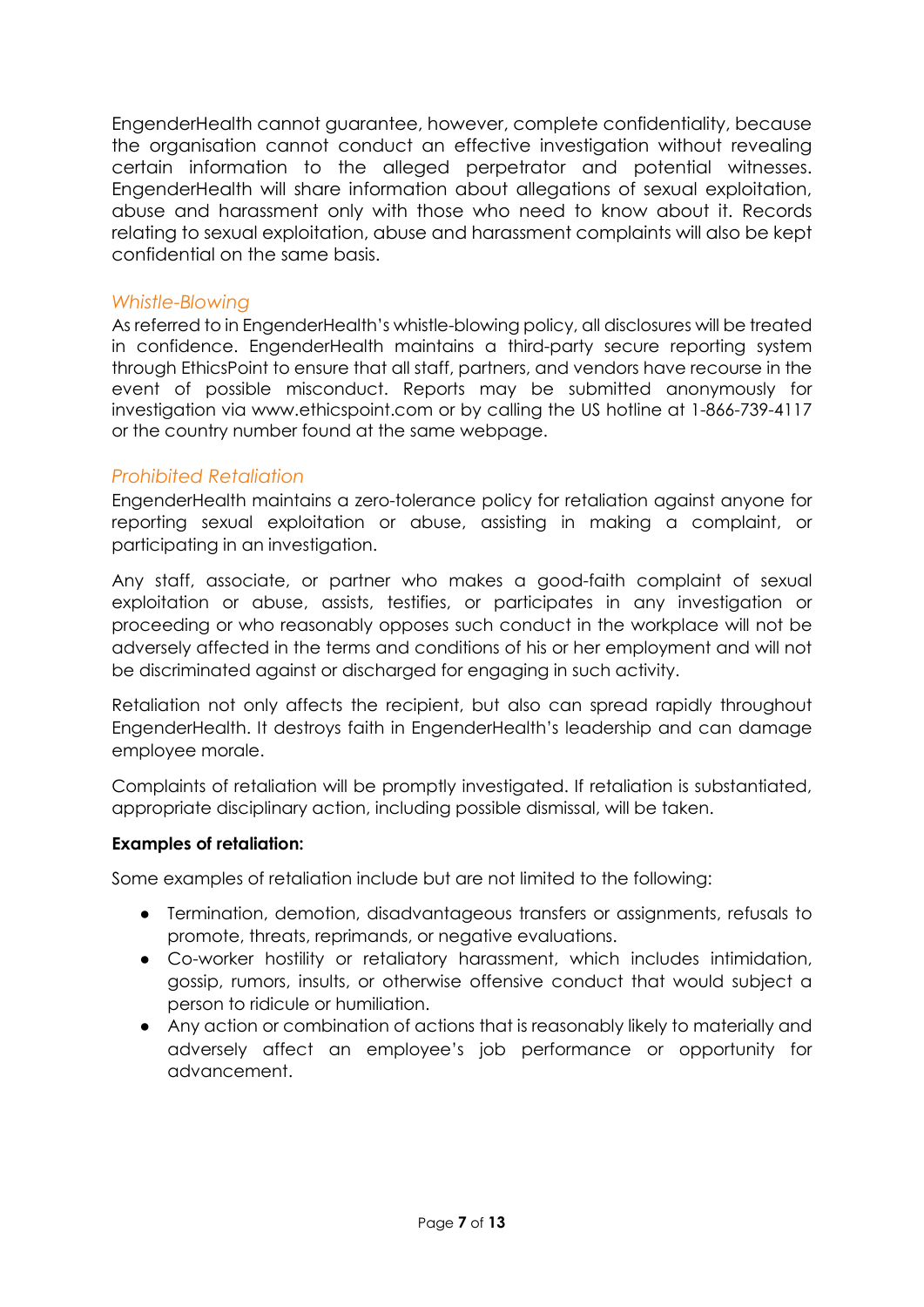EngenderHealth cannot guarantee, however, complete confidentiality, because the organisation cannot conduct an effective investigation without revealing certain information to the alleged perpetrator and potential witnesses. EngenderHealth will share information about allegations of sexual exploitation, abuse and harassment only with those who need to know about it. Records relating to sexual exploitation, abuse and harassment complaints will also be kept confidential on the same basis.

### *Whistle-Blowing*

As referred to in EngenderHealth's whistle-blowing policy, all disclosures will be treated in confidence. EngenderHealth maintains a third-party secure reporting system through EthicsPoint to ensure that all staff, partners, and vendors have recourse in the event of possible misconduct. Reports may be submitted anonymously for investigation via www.ethicspoint.com or by calling the US hotline at 1-866-739-4117 or the country number found at the same webpage.

### *Prohibited Retaliation*

EngenderHealth maintains a zero-tolerance policy for retaliation against anyone for reporting sexual exploitation or abuse, assisting in making a complaint, or participating in an investigation.

Any staff, associate, or partner who makes a good-faith complaint of sexual exploitation or abuse, assists, testifies, or participates in any investigation or proceeding or who reasonably opposes such conduct in the workplace will not be adversely affected in the terms and conditions of his or her employment and will not be discriminated against or discharged for engaging in such activity.

Retaliation not only affects the recipient, but also can spread rapidly throughout EngenderHealth. It destroys faith in EngenderHealth's leadership and can damage employee morale.

Complaints of retaliation will be promptly investigated. If retaliation is substantiated, appropriate disciplinary action, including possible dismissal, will be taken.

**Examples of retaliation:**

Some examples of retaliation include but are not limited to the following:

- Termination, demotion, disadvantageous transfers or assignments, refusals to promote, threats, reprimands, or negative evaluations.
- Co-worker hostility or retaliatory harassment, which includes intimidation, gossip, rumors, insults, or otherwise offensive conduct that would subject a person to ridicule or humiliation.
- Any action or combination of actions that is reasonably likely to materially and adversely affect an employee's job performance or opportunity for advancement.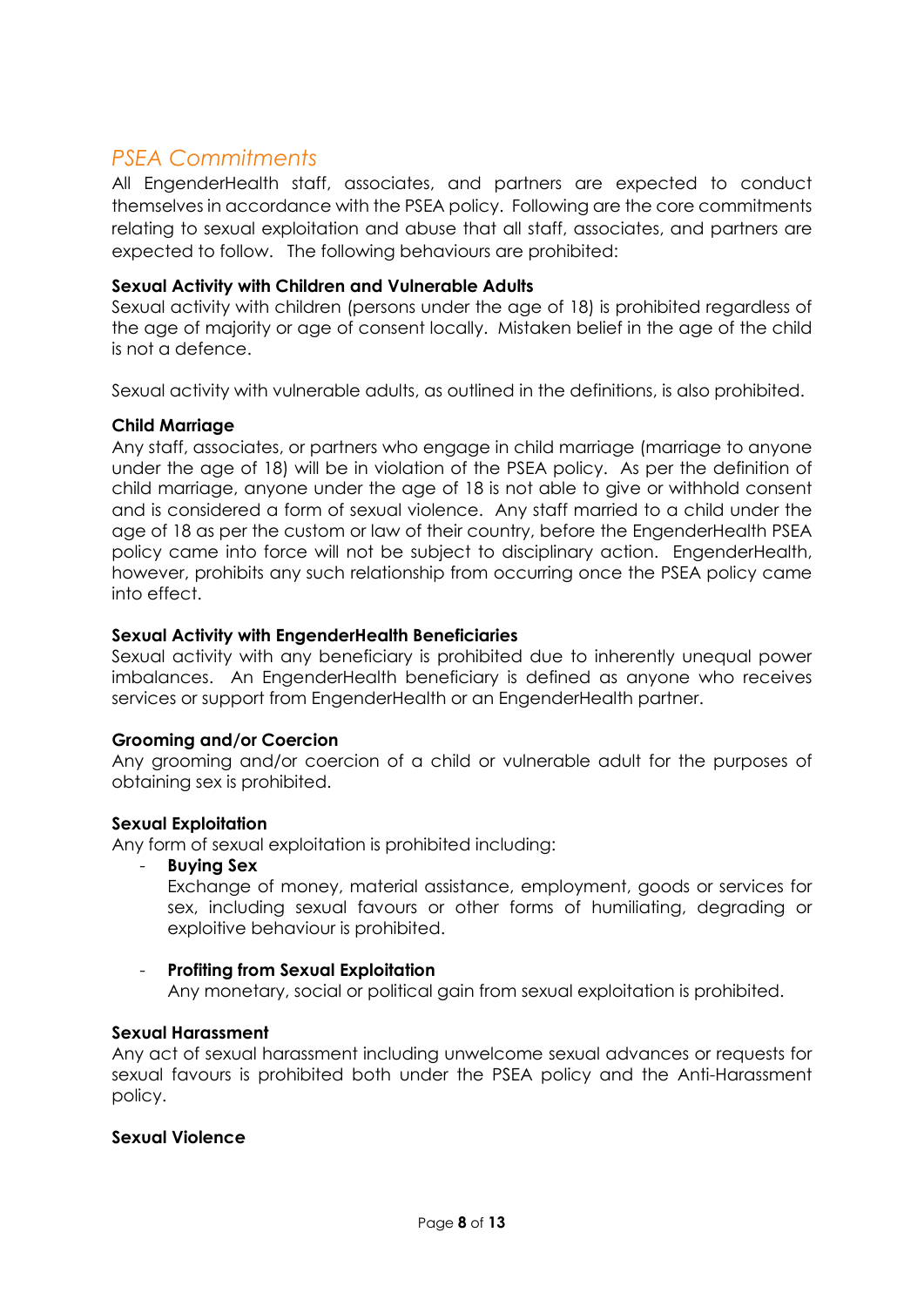## *PSEA Commitments*

All EngenderHealth staff, associates, and partners are expected to conduct themselves in accordance with the PSEA policy. Following are the core commitments relating to sexual exploitation and abuse that all staff, associates, and partners are expected to follow. The following behaviours are prohibited:

**Sexual Activity with Children and Vulnerable Adults**

Sexual activity with children (persons under the age of 18) is prohibited regardless of the age of majority or age of consent locally. Mistaken belief in the age of the child is not a defence.

Sexual activity with vulnerable adults, as outlined in the definitions, is also prohibited.

**Child Marriage**

Any staff, associates, or partners who engage in child marriage (marriage to anyone under the age of 18) will be in violation of the PSEA policy. As per the definition of child marriage, anyone under the age of 18 is not able to give or withhold consent and is considered a form of sexual violence. Any staff married to a child under the age of 18 as per the custom or law of their country, before the EngenderHealth PSEA policy came into force will not be subject to disciplinary action. EngenderHealth, however, prohibits any such relationship from occurring once the PSEA policy came into effect.

**Sexual Activity with EngenderHealth Beneficiaries**

Sexual activity with any beneficiary is prohibited due to inherently unequal power imbalances. An EngenderHealth beneficiary is defined as anyone who receives services or support from EngenderHealth or an EngenderHealth partner.

**Grooming and/or Coercion**

Any grooming and/or coercion of a child or vulnerable adult for the purposes of obtaining sex is prohibited.

**Sexual Exploitation**

Any form of sexual exploitation is prohibited including:

- **Buying Sex**
  Exchange of money, material assistance, employment, goods or services for sex, including sexual favours or other forms of humiliating, degrading or exploitive behaviour is prohibited.

- **Profiting from Sexual Exploitation**
  Any monetary, social or political gain from sexual exploitation is prohibited.

**Sexual Harassment**

Any act of sexual harassment including unwelcome sexual advances or requests for sexual favours is prohibited both under the PSEA policy and the Anti-Harassment policy.

**Sexual Violence**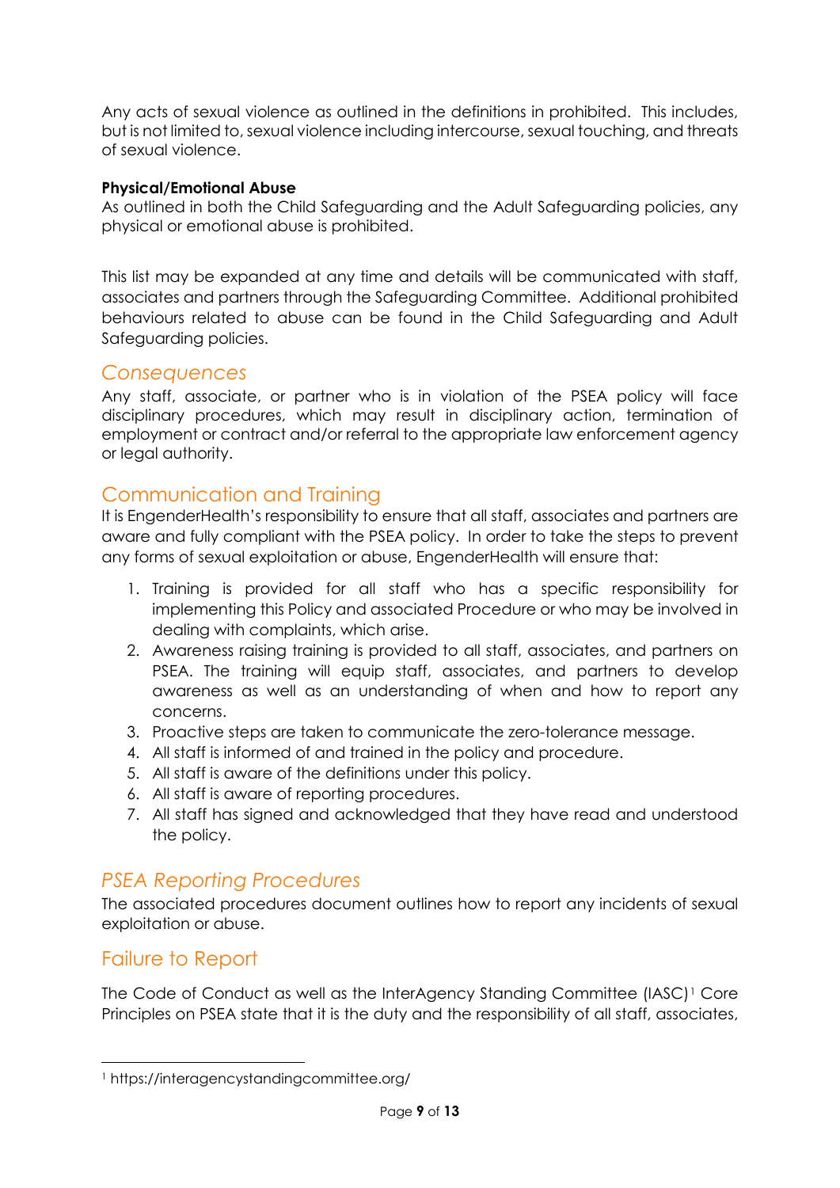Any acts of sexual violence as outlined in the definitions in prohibited. This includes, but is not limited to, sexual violence including intercourse, sexual touching, and threats of sexual violence.

**Physical/Emotional Abuse**

As outlined in both the Child Safeguarding and the Adult Safeguarding policies, any physical or emotional abuse is prohibited.

This list may be expanded at any time and details will be communicated with staff, associates and partners through the Safeguarding Committee. Additional prohibited behaviours related to abuse can be found in the Child Safeguarding and Adult Safeguarding policies.

## *Consequences*

Any staff, associate, or partner who is in violation of the PSEA policy will face disciplinary procedures, which may result in disciplinary action, termination of employment or contract and/or referral to the appropriate law enforcement agency or legal authority.

## Communication and Training

It is EngenderHealth's responsibility to ensure that all staff, associates and partners are aware and fully compliant with the PSEA policy. In order to take the steps to prevent any forms of sexual exploitation or abuse, EngenderHealth will ensure that:

1. Training is provided for all staff who has a specific responsibility for implementing this Policy and associated Procedure or who may be involved in dealing with complaints, which arise.
2. Awareness raising training is provided to all staff, associates, and partners on PSEA. The training will equip staff, associates, and partners to develop awareness as well as an understanding of when and how to report any concerns.
3. Proactive steps are taken to communicate the zero-tolerance message.
4. All staff is informed of and trained in the policy and procedure.
5. All staff is aware of the definitions under this policy.
6. All staff is aware of reporting procedures.
7. All staff has signed and acknowledged that they have read and understood the policy.

## *PSEA Reporting Procedures*

The associated procedures document outlines how to report any incidents of sexual exploitation or abuse.

## Failure to Report

The Code of Conduct as well as the InterAgency Standing Committee (IASC)[1] Core Principles on PSEA state that it is the duty and the responsibility of all staff, associates,

---

[1] https://interagencystandingcommittee.org/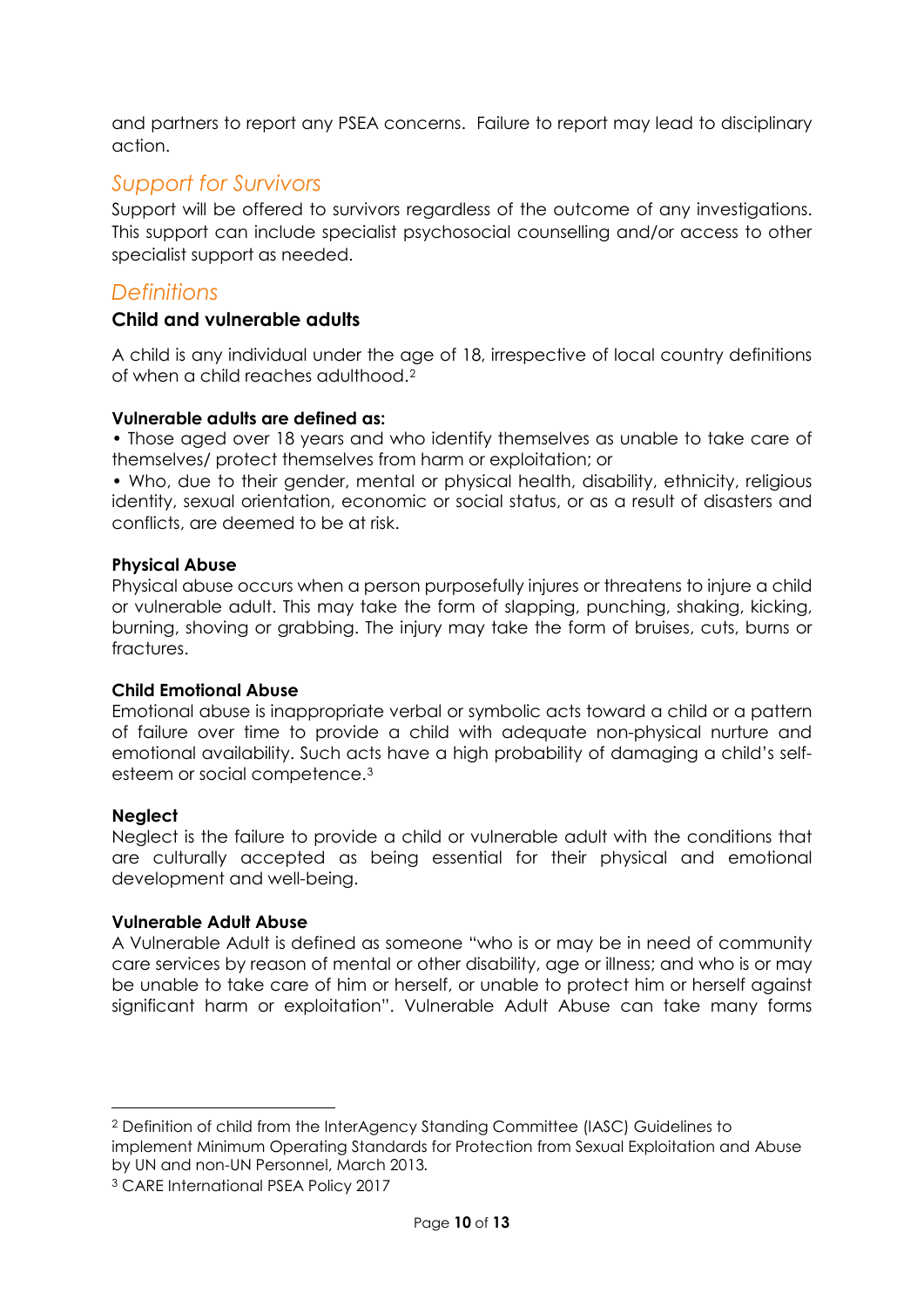and partners to report any PSEA concerns. Failure to report may lead to disciplinary action.

## *Support for Survivors*

Support will be offered to survivors regardless of the outcome of any investigations. This support can include specialist psychosocial counselling and/or access to other specialist support as needed.

## *Definitions*

### Child and vulnerable adults

A child is any individual under the age of 18, irrespective of local country definitions of when a child reaches adulthood.[2]

**Vulnerable adults are defined as:**

• Those aged over 18 years and who identify themselves as unable to take care of themselves/ protect themselves from harm or exploitation; or

• Who, due to their gender, mental or physical health, disability, ethnicity, religious identity, sexual orientation, economic or social status, or as a result of disasters and conflicts, are deemed to be at risk.

**Physical Abuse**

Physical abuse occurs when a person purposefully injures or threatens to injure a child or vulnerable adult. This may take the form of slapping, punching, shaking, kicking, burning, shoving or grabbing. The injury may take the form of bruises, cuts, burns or fractures.

**Child Emotional Abuse**

Emotional abuse is inappropriate verbal or symbolic acts toward a child or a pattern of failure over time to provide a child with adequate non-physical nurture and emotional availability. Such acts have a high probability of damaging a child's self-esteem or social competence.[3]

**Neglect**

Neglect is the failure to provide a child or vulnerable adult with the conditions that are culturally accepted as being essential for their physical and emotional development and well-being.

**Vulnerable Adult Abuse**

A Vulnerable Adult is defined as someone "who is or may be in need of community care services by reason of mental or other disability, age or illness; and who is or may be unable to take care of him or herself, or unable to protect him or herself against significant harm or exploitation". Vulnerable Adult Abuse can take many forms

---

[2] Definition of child from the InterAgency Standing Committee (IASC) Guidelines to implement Minimum Operating Standards for Protection from Sexual Exploitation and Abuse by UN and non-UN Personnel, March 2013.

[3] CARE International PSEA Policy 2017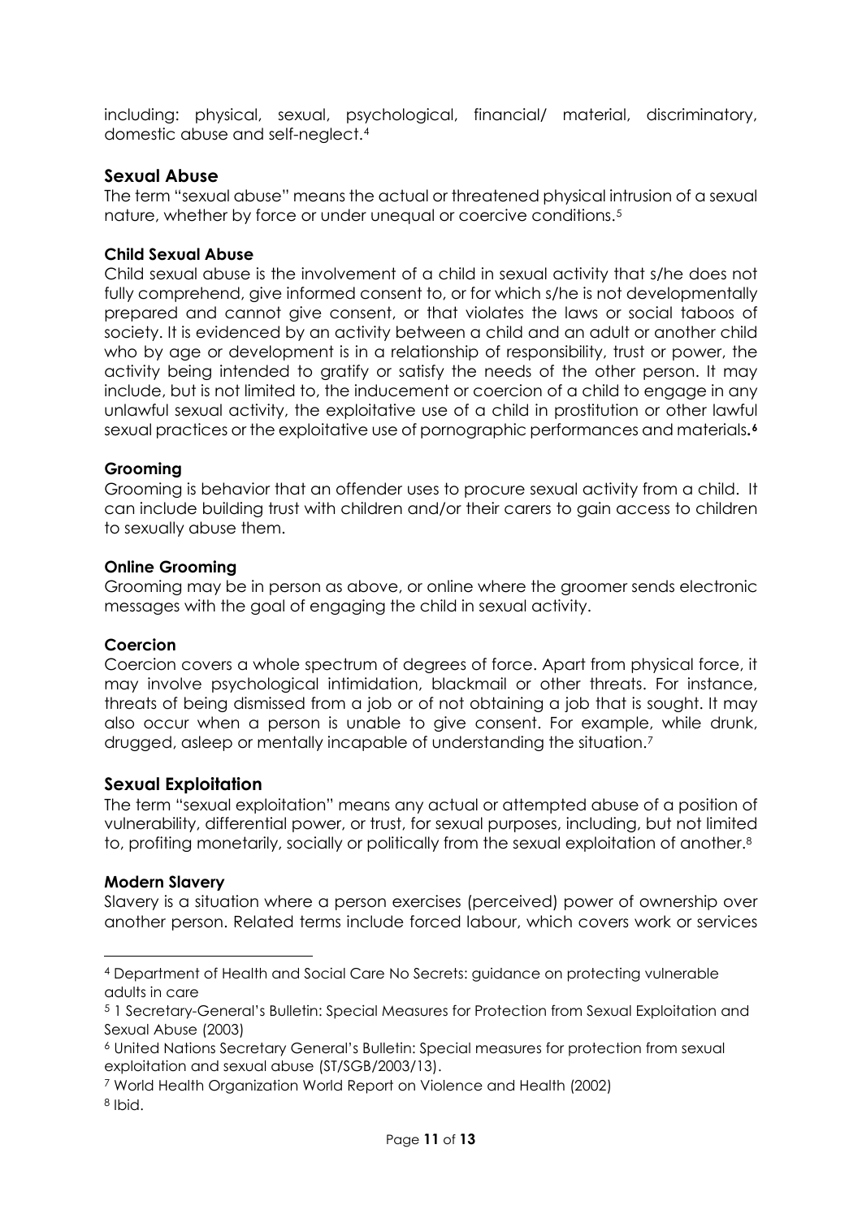including: physical, sexual, psychological, financial/ material, discriminatory, domestic abuse and self-neglect.[4]

## Sexual Abuse

The term "sexual abuse" means the actual or threatened physical intrusion of a sexual nature, whether by force or under unequal or coercive conditions.[5]

### Child Sexual Abuse

Child sexual abuse is the involvement of a child in sexual activity that s/he does not fully comprehend, give informed consent to, or for which s/he is not developmentally prepared and cannot give consent, or that violates the laws or social taboos of society. It is evidenced by an activity between a child and an adult or another child who by age or development is in a relationship of responsibility, trust or power, the activity being intended to gratify or satisfy the needs of the other person. It may include, but is not limited to, the inducement or coercion of a child to engage in any unlawful sexual activity, the exploitative use of a child in prostitution or other lawful sexual practices or the exploitative use of pornographic performances and materials.[6]

### Grooming

Grooming is behavior that an offender uses to procure sexual activity from a child. It can include building trust with children and/or their carers to gain access to children to sexually abuse them.

### Online Grooming

Grooming may be in person as above, or online where the groomer sends electronic messages with the goal of engaging the child in sexual activity.

### Coercion

Coercion covers a whole spectrum of degrees of force. Apart from physical force, it may involve psychological intimidation, blackmail or other threats. For instance, threats of being dismissed from a job or of not obtaining a job that is sought. It may also occur when a person is unable to give consent. For example, while drunk, drugged, asleep or mentally incapable of understanding the situation.[7]

## Sexual Exploitation

The term "sexual exploitation" means any actual or attempted abuse of a position of vulnerability, differential power, or trust, for sexual purposes, including, but not limited to, profiting monetarily, socially or politically from the sexual exploitation of another.[8]

### Modern Slavery

Slavery is a situation where a person exercises (perceived) power of ownership over another person. Related terms include forced labour, which covers work or services

---

[4] Department of Health and Social Care No Secrets: guidance on protecting vulnerable adults in care

[5] 1 Secretary-General's Bulletin: Special Measures for Protection from Sexual Exploitation and Sexual Abuse (2003)

[6] United Nations Secretary General's Bulletin: Special measures for protection from sexual exploitation and sexual abuse (ST/SGB/2003/13).

[7] World Health Organization World Report on Violence and Health (2002)

[8] Ibid.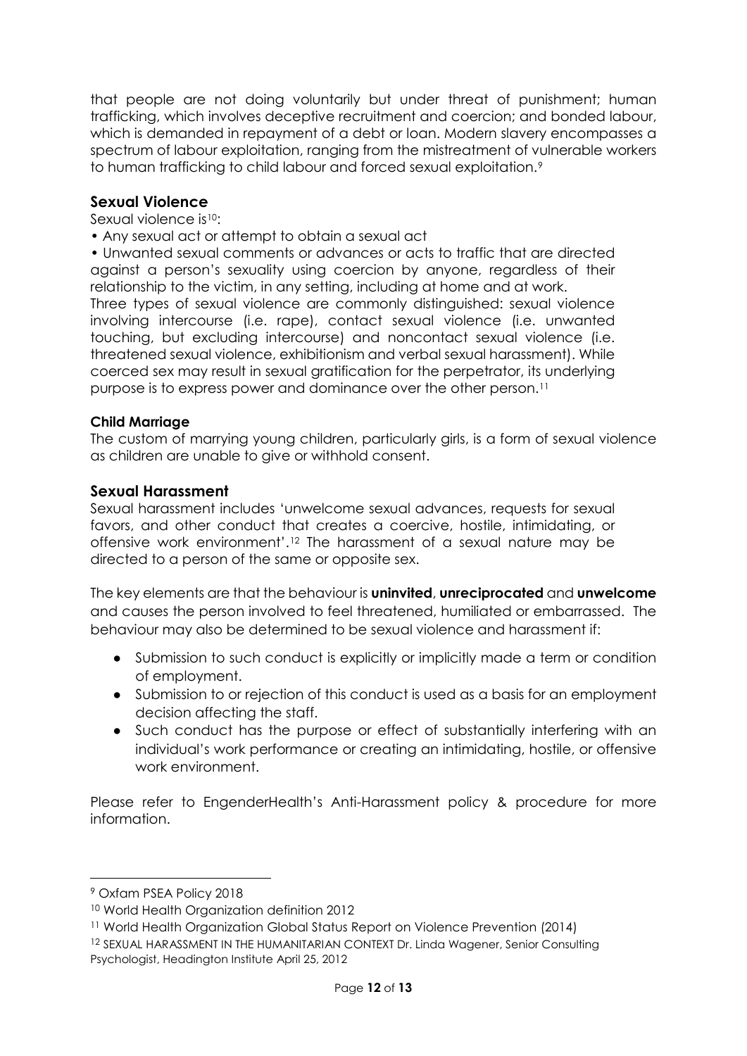that people are not doing voluntarily but under threat of punishment; human trafficking, which involves deceptive recruitment and coercion; and bonded labour, which is demanded in repayment of a debt or loan. Modern slavery encompasses a spectrum of labour exploitation, ranging from the mistreatment of vulnerable workers to human trafficking to child labour and forced sexual exploitation.[9]

## Sexual Violence

Sexual violence is[10]:

- Any sexual act or attempt to obtain a sexual act
- Unwanted sexual comments or advances or acts to traffic that are directed against a person's sexuality using coercion by anyone, regardless of their relationship to the victim, in any setting, including at home and at work.

Three types of sexual violence are commonly distinguished: sexual violence involving intercourse (i.e. rape), contact sexual violence (i.e. unwanted touching, but excluding intercourse) and noncontact sexual violence (i.e. threatened sexual violence, exhibitionism and verbal sexual harassment). While coerced sex may result in sexual gratification for the perpetrator, its underlying purpose is to express power and dominance over the other person.[11]

### Child Marriage

The custom of marrying young children, particularly girls, is a form of sexual violence as children are unable to give or withhold consent.

## Sexual Harassment

Sexual harassment includes 'unwelcome sexual advances, requests for sexual favors, and other conduct that creates a coercive, hostile, intimidating, or offensive work environment'.[12] The harassment of a sexual nature may be directed to a person of the same or opposite sex.

The key elements are that the behaviour is **uninvited**, **unreciprocated** and **unwelcome** and causes the person involved to feel threatened, humiliated or embarrassed. The behaviour may also be determined to be sexual violence and harassment if:

- Submission to such conduct is explicitly or implicitly made a term or condition of employment.
- Submission to or rejection of this conduct is used as a basis for an employment decision affecting the staff.
- Such conduct has the purpose or effect of substantially interfering with an individual's work performance or creating an intimidating, hostile, or offensive work environment.

Please refer to EngenderHealth's Anti-Harassment policy & procedure for more information.

---

[9] Oxfam PSEA Policy 2018

[10] World Health Organization definition 2012

[11] World Health Organization Global Status Report on Violence Prevention (2014)

[12] SEXUAL HARASSMENT IN THE HUMANITARIAN CONTEXT Dr. Linda Wagener, Senior Consulting Psychologist, Headington Institute April 25, 2012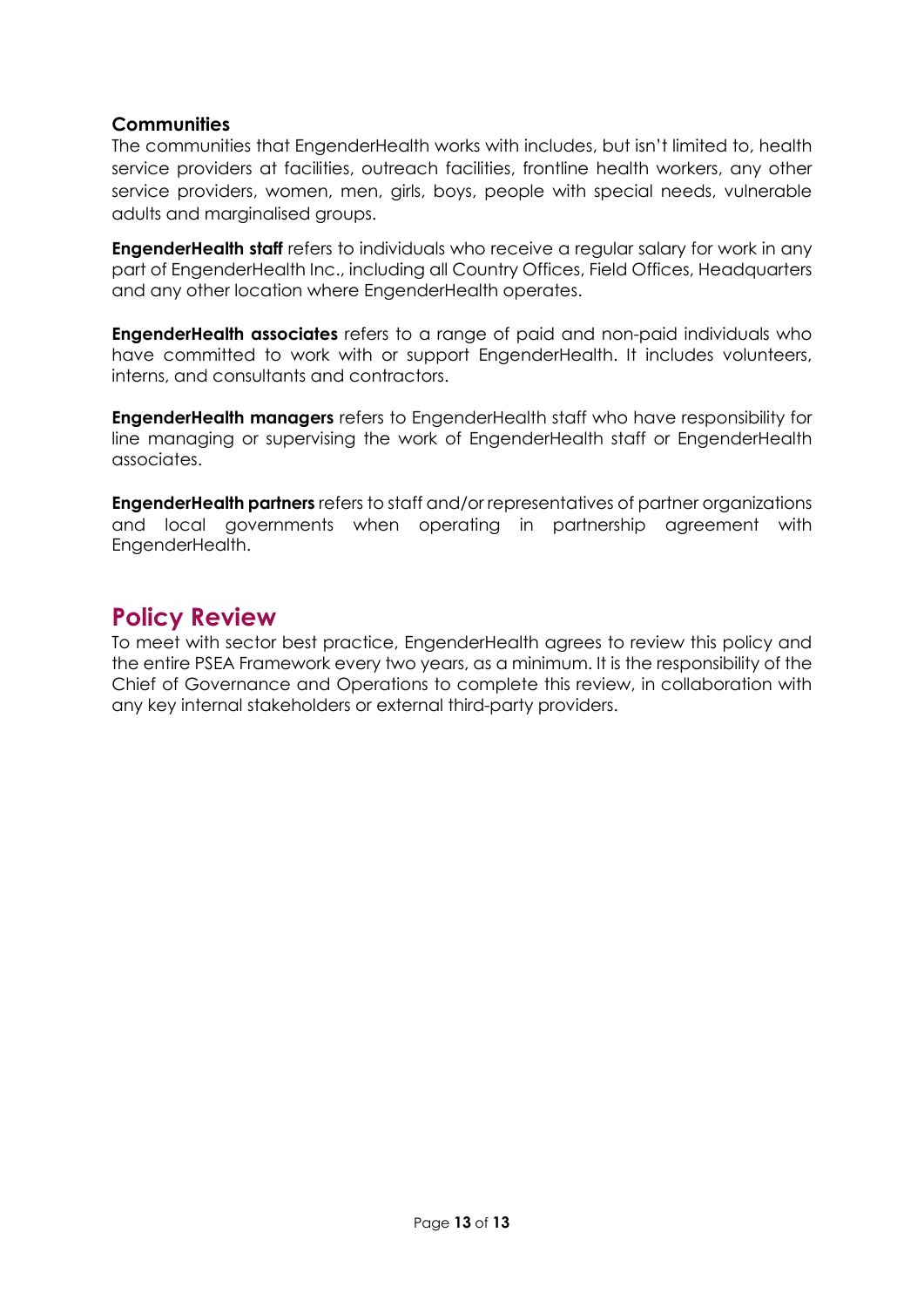**Communities**

The communities that EngenderHealth works with includes, but isn't limited to, health service providers at facilities, outreach facilities, frontline health workers, any other service providers, women, men, girls, boys, people with special needs, vulnerable adults and marginalised groups.

**EngenderHealth staff** refers to individuals who receive a regular salary for work in any part of EngenderHealth Inc., including all Country Offices, Field Offices, Headquarters and any other location where EngenderHealth operates.

**EngenderHealth associates** refers to a range of paid and non-paid individuals who have committed to work with or support EngenderHealth. It includes volunteers, interns, and consultants and contractors.

**EngenderHealth managers** refers to EngenderHealth staff who have responsibility for line managing or supervising the work of EngenderHealth staff or EngenderHealth associates.

**EngenderHealth partners** refers to staff and/or representatives of partner organizations and local governments when operating in partnership agreement with EngenderHealth.

## Policy Review

To meet with sector best practice, EngenderHealth agrees to review this policy and the entire PSEA Framework every two years, as a minimum. It is the responsibility of the Chief of Governance and Operations to complete this review, in collaboration with any key internal stakeholders or external third-party providers.